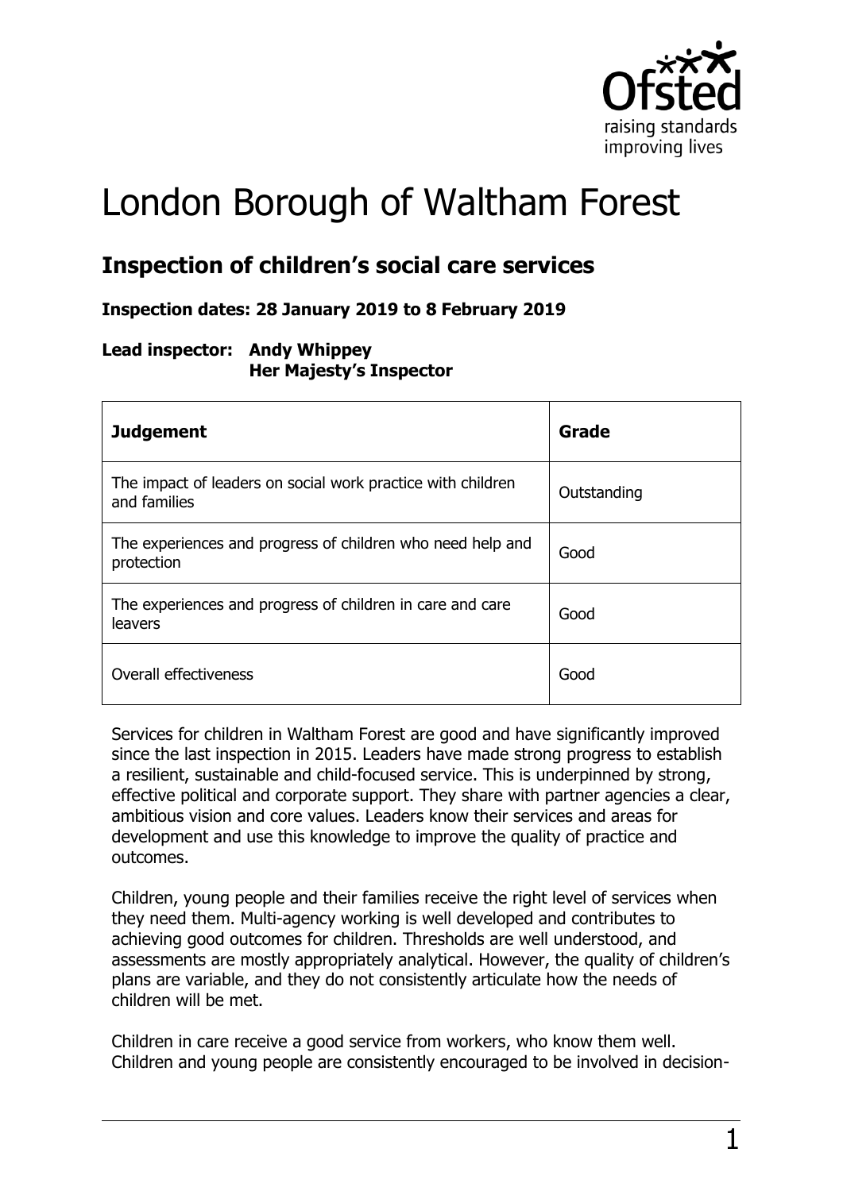# London Borough of Waltham Forest

## Inspection of children's social care services

**Inspection dates: 28 January 2019 to 8 February 2019**

**Lead inspector: Andy Whippey**
**Her Majesty's Inspector**

| Judgement | Grade |
|---|---|
| The impact of leaders on social work practice with children and families | Outstanding |
| The experiences and progress of children who need help and protection | Good |
| The experiences and progress of children in care and care leavers | Good |
| Overall effectiveness | Good |

Services for children in Waltham Forest are good and have significantly improved since the last inspection in 2015. Leaders have made strong progress to establish a resilient, sustainable and child-focused service. This is underpinned by strong, effective political and corporate support. They share with partner agencies a clear, ambitious vision and core values. Leaders know their services and areas for development and use this knowledge to improve the quality of practice and outcomes.

Children, young people and their families receive the right level of services when they need them. Multi-agency working is well developed and contributes to achieving good outcomes for children. Thresholds are well understood, and assessments are mostly appropriately analytical. However, the quality of children's plans are variable, and they do not consistently articulate how the needs of children will be met.

Children in care receive a good service from workers, who know them well. Children and young people are consistently encouraged to be involved in decision-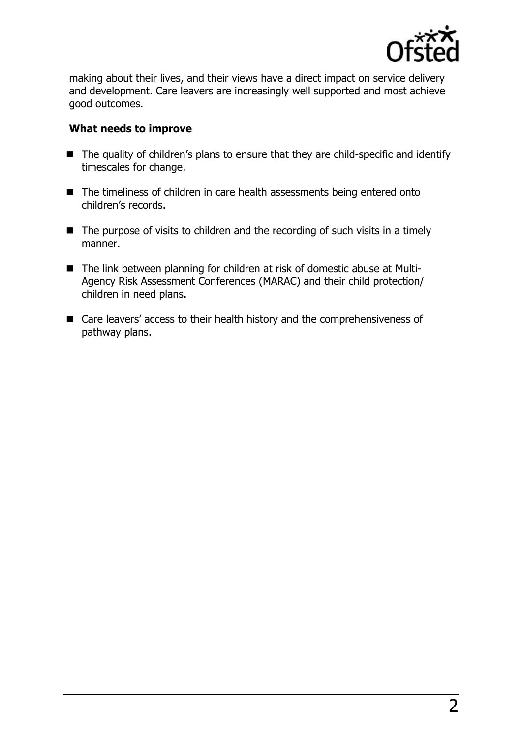making about their lives, and their views have a direct impact on service delivery and development. Care leavers are increasingly well supported and most achieve good outcomes.

**What needs to improve**

- The quality of children's plans to ensure that they are child-specific and identify timescales for change.
- The timeliness of children in care health assessments being entered onto children's records.
- The purpose of visits to children and the recording of such visits in a timely manner.
- The link between planning for children at risk of domestic abuse at Multi-Agency Risk Assessment Conferences (MARAC) and their child protection/ children in need plans.
- Care leavers' access to their health history and the comprehensiveness of pathway plans.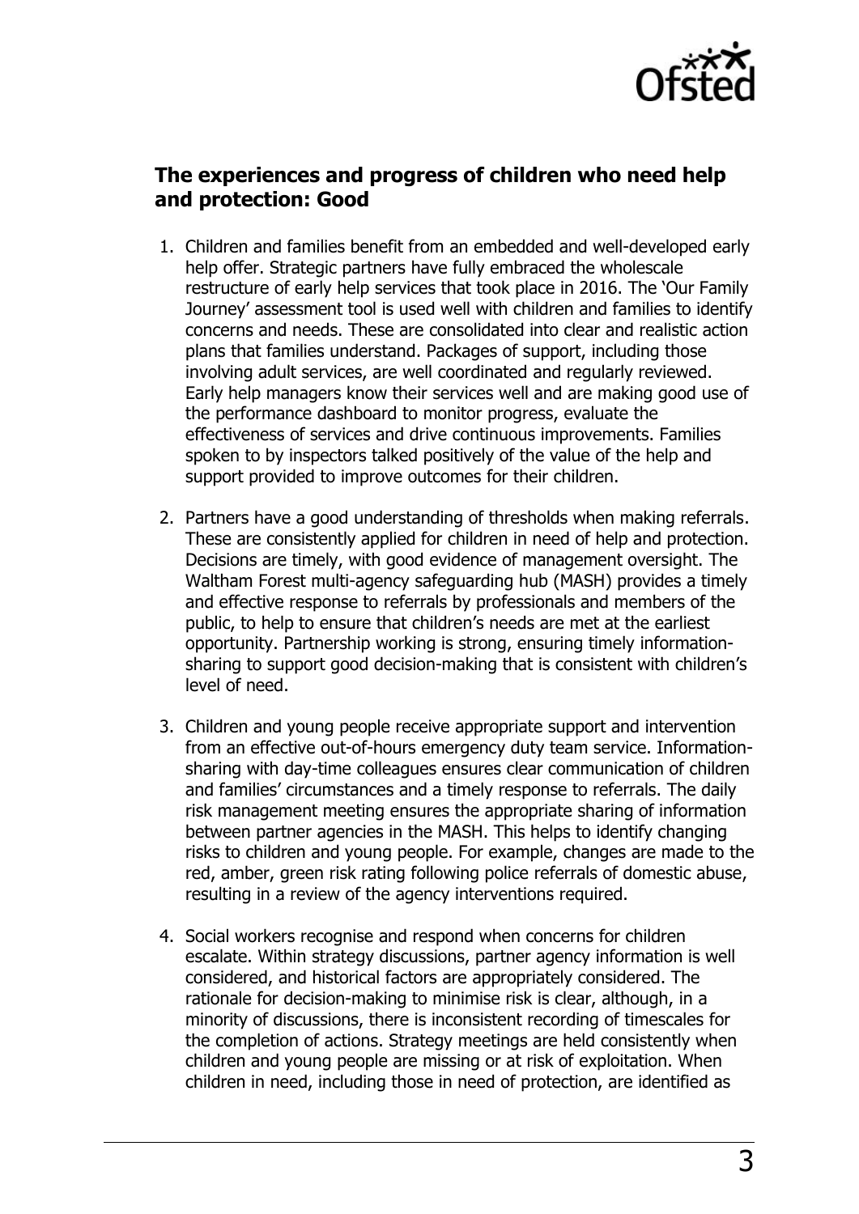## The experiences and progress of children who need help and protection: Good

1. Children and families benefit from an embedded and well-developed early help offer. Strategic partners have fully embraced the wholescale restructure of early help services that took place in 2016. The 'Our Family Journey' assessment tool is used well with children and families to identify concerns and needs. These are consolidated into clear and realistic action plans that families understand. Packages of support, including those involving adult services, are well coordinated and regularly reviewed. Early help managers know their services well and are making good use of the performance dashboard to monitor progress, evaluate the effectiveness of services and drive continuous improvements. Families spoken to by inspectors talked positively of the value of the help and support provided to improve outcomes for their children.

2. Partners have a good understanding of thresholds when making referrals. These are consistently applied for children in need of help and protection. Decisions are timely, with good evidence of management oversight. The Waltham Forest multi-agency safeguarding hub (MASH) provides a timely and effective response to referrals by professionals and members of the public, to help to ensure that children's needs are met at the earliest opportunity. Partnership working is strong, ensuring timely information-sharing to support good decision-making that is consistent with children's level of need.

3. Children and young people receive appropriate support and intervention from an effective out-of-hours emergency duty team service. Information-sharing with day-time colleagues ensures clear communication of children and families' circumstances and a timely response to referrals. The daily risk management meeting ensures the appropriate sharing of information between partner agencies in the MASH. This helps to identify changing risks to children and young people. For example, changes are made to the red, amber, green risk rating following police referrals of domestic abuse, resulting in a review of the agency interventions required.

4. Social workers recognise and respond when concerns for children escalate. Within strategy discussions, partner agency information is well considered, and historical factors are appropriately considered. The rationale for decision-making to minimise risk is clear, although, in a minority of discussions, there is inconsistent recording of timescales for the completion of actions. Strategy meetings are held consistently when children and young people are missing or at risk of exploitation. When children in need, including those in need of protection, are identified as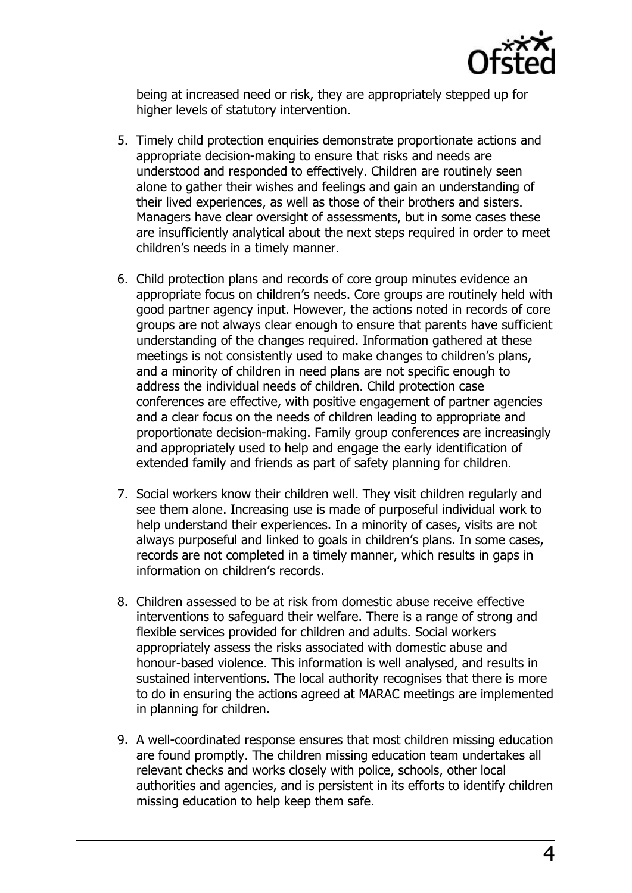being at increased need or risk, they are appropriately stepped up for higher levels of statutory intervention.

5. Timely child protection enquiries demonstrate proportionate actions and appropriate decision-making to ensure that risks and needs are understood and responded to effectively. Children are routinely seen alone to gather their wishes and feelings and gain an understanding of their lived experiences, as well as those of their brothers and sisters. Managers have clear oversight of assessments, but in some cases these are insufficiently analytical about the next steps required in order to meet children's needs in a timely manner.

6. Child protection plans and records of core group minutes evidence an appropriate focus on children's needs. Core groups are routinely held with good partner agency input. However, the actions noted in records of core groups are not always clear enough to ensure that parents have sufficient understanding of the changes required. Information gathered at these meetings is not consistently used to make changes to children's plans, and a minority of children in need plans are not specific enough to address the individual needs of children. Child protection case conferences are effective, with positive engagement of partner agencies and a clear focus on the needs of children leading to appropriate and proportionate decision-making. Family group conferences are increasingly and appropriately used to help and engage the early identification of extended family and friends as part of safety planning for children.

7. Social workers know their children well. They visit children regularly and see them alone. Increasing use is made of purposeful individual work to help understand their experiences. In a minority of cases, visits are not always purposeful and linked to goals in children's plans. In some cases, records are not completed in a timely manner, which results in gaps in information on children's records.

8. Children assessed to be at risk from domestic abuse receive effective interventions to safeguard their welfare. There is a range of strong and flexible services provided for children and adults. Social workers appropriately assess the risks associated with domestic abuse and honour-based violence. This information is well analysed, and results in sustained interventions. The local authority recognises that there is more to do in ensuring the actions agreed at MARAC meetings are implemented in planning for children.

9. A well-coordinated response ensures that most children missing education are found promptly. The children missing education team undertakes all relevant checks and works closely with police, schools, other local authorities and agencies, and is persistent in its efforts to identify children missing education to help keep them safe.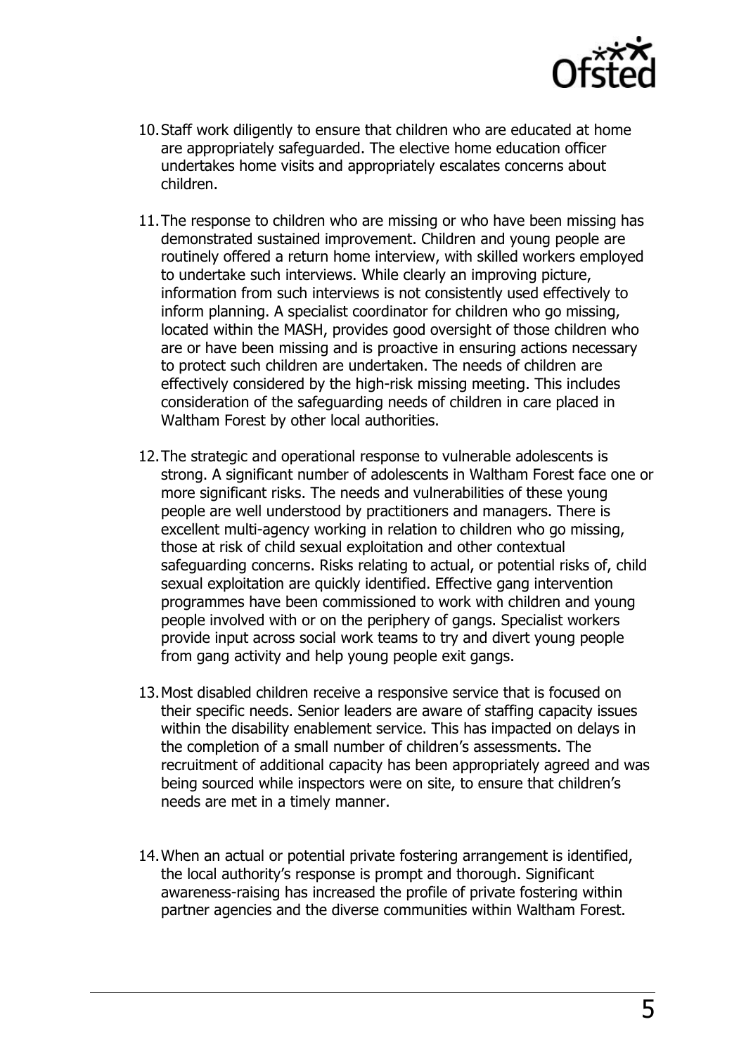10. Staff work diligently to ensure that children who are educated at home are appropriately safeguarded. The elective home education officer undertakes home visits and appropriately escalates concerns about children.

11. The response to children who are missing or who have been missing has demonstrated sustained improvement. Children and young people are routinely offered a return home interview, with skilled workers employed to undertake such interviews. While clearly an improving picture, information from such interviews is not consistently used effectively to inform planning. A specialist coordinator for children who go missing, located within the MASH, provides good oversight of those children who are or have been missing and is proactive in ensuring actions necessary to protect such children are undertaken. The needs of children are effectively considered by the high-risk missing meeting. This includes consideration of the safeguarding needs of children in care placed in Waltham Forest by other local authorities.

12. The strategic and operational response to vulnerable adolescents is strong. A significant number of adolescents in Waltham Forest face one or more significant risks. The needs and vulnerabilities of these young people are well understood by practitioners and managers. There is excellent multi-agency working in relation to children who go missing, those at risk of child sexual exploitation and other contextual safeguarding concerns. Risks relating to actual, or potential risks of, child sexual exploitation are quickly identified. Effective gang intervention programmes have been commissioned to work with children and young people involved with or on the periphery of gangs. Specialist workers provide input across social work teams to try and divert young people from gang activity and help young people exit gangs.

13. Most disabled children receive a responsive service that is focused on their specific needs. Senior leaders are aware of staffing capacity issues within the disability enablement service. This has impacted on delays in the completion of a small number of children's assessments. The recruitment of additional capacity has been appropriately agreed and was being sourced while inspectors were on site, to ensure that children's needs are met in a timely manner.

14. When an actual or potential private fostering arrangement is identified, the local authority's response is prompt and thorough. Significant awareness-raising has increased the profile of private fostering within partner agencies and the diverse communities within Waltham Forest.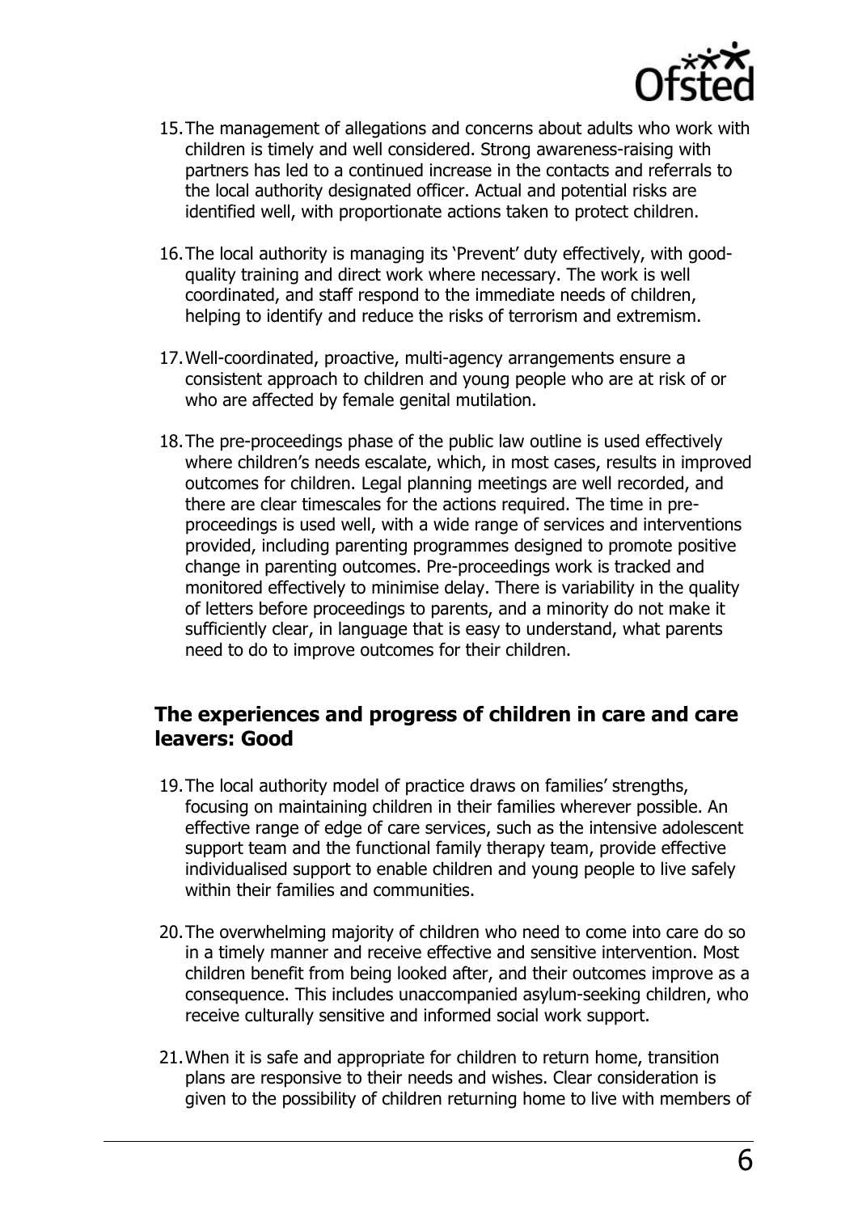15. The management of allegations and concerns about adults who work with children is timely and well considered. Strong awareness-raising with partners has led to a continued increase in the contacts and referrals to the local authority designated officer. Actual and potential risks are identified well, with proportionate actions taken to protect children.

16. The local authority is managing its 'Prevent' duty effectively, with good-quality training and direct work where necessary. The work is well coordinated, and staff respond to the immediate needs of children, helping to identify and reduce the risks of terrorism and extremism.

17. Well-coordinated, proactive, multi-agency arrangements ensure a consistent approach to children and young people who are at risk of or who are affected by female genital mutilation.

18. The pre-proceedings phase of the public law outline is used effectively where children's needs escalate, which, in most cases, results in improved outcomes for children. Legal planning meetings are well recorded, and there are clear timescales for the actions required. The time in pre-proceedings is used well, with a wide range of services and interventions provided, including parenting programmes designed to promote positive change in parenting outcomes. Pre-proceedings work is tracked and monitored effectively to minimise delay. There is variability in the quality of letters before proceedings to parents, and a minority do not make it sufficiently clear, in language that is easy to understand, what parents need to do to improve outcomes for their children.

## The experiences and progress of children in care and care leavers: Good

19. The local authority model of practice draws on families' strengths, focusing on maintaining children in their families wherever possible. An effective range of edge of care services, such as the intensive adolescent support team and the functional family therapy team, provide effective individualised support to enable children and young people to live safely within their families and communities.

20. The overwhelming majority of children who need to come into care do so in a timely manner and receive effective and sensitive intervention. Most children benefit from being looked after, and their outcomes improve as a consequence. This includes unaccompanied asylum-seeking children, who receive culturally sensitive and informed social work support.

21. When it is safe and appropriate for children to return home, transition plans are responsive to their needs and wishes. Clear consideration is given to the possibility of children returning home to live with members of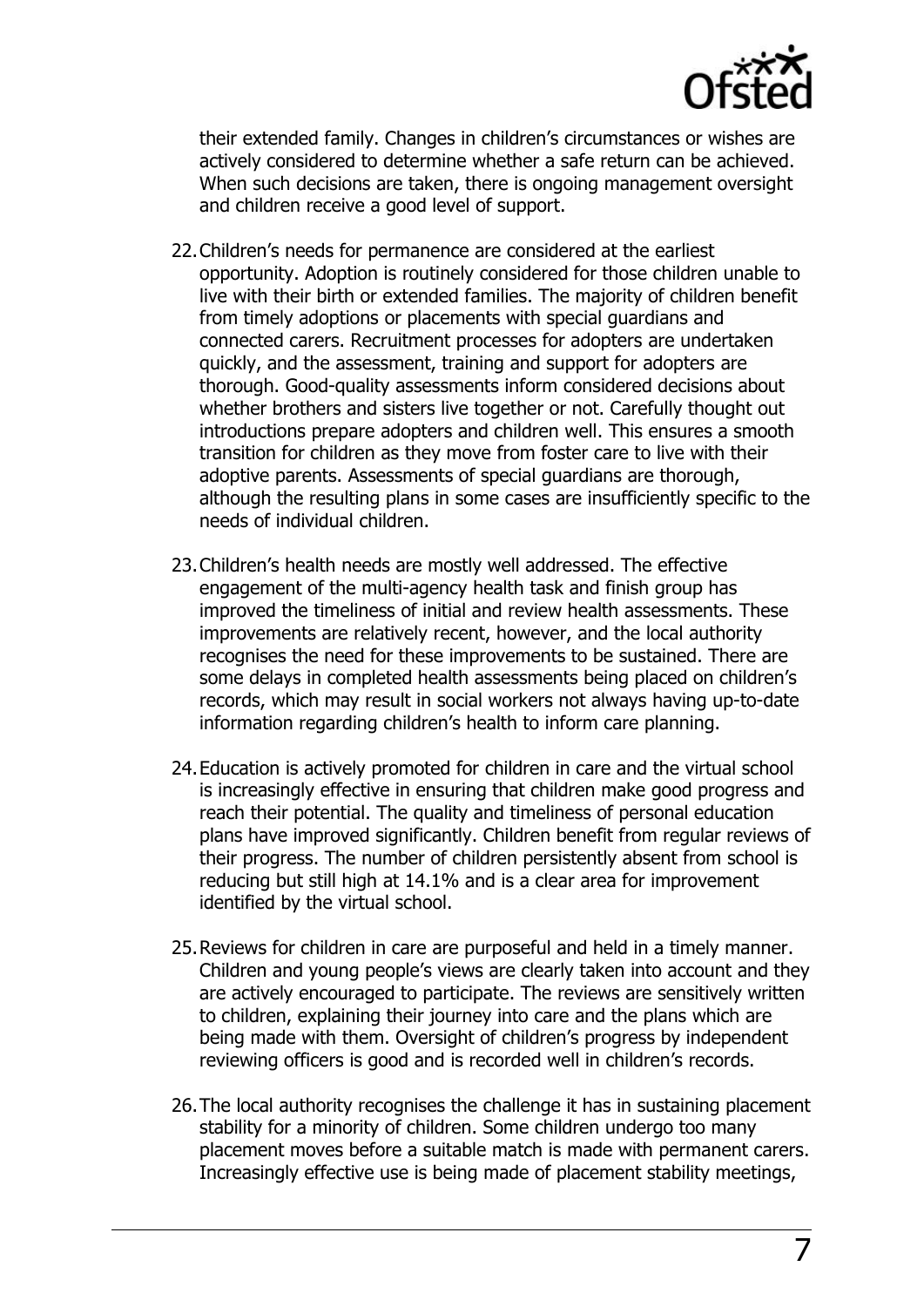their extended family. Changes in children's circumstances or wishes are actively considered to determine whether a safe return can be achieved. When such decisions are taken, there is ongoing management oversight and children receive a good level of support.

22. Children's needs for permanence are considered at the earliest opportunity. Adoption is routinely considered for those children unable to live with their birth or extended families. The majority of children benefit from timely adoptions or placements with special guardians and connected carers. Recruitment processes for adopters are undertaken quickly, and the assessment, training and support for adopters are thorough. Good-quality assessments inform considered decisions about whether brothers and sisters live together or not. Carefully thought out introductions prepare adopters and children well. This ensures a smooth transition for children as they move from foster care to live with their adoptive parents. Assessments of special guardians are thorough, although the resulting plans in some cases are insufficiently specific to the needs of individual children.

23. Children's health needs are mostly well addressed. The effective engagement of the multi-agency health task and finish group has improved the timeliness of initial and review health assessments. These improvements are relatively recent, however, and the local authority recognises the need for these improvements to be sustained. There are some delays in completed health assessments being placed on children's records, which may result in social workers not always having up-to-date information regarding children's health to inform care planning.

24. Education is actively promoted for children in care and the virtual school is increasingly effective in ensuring that children make good progress and reach their potential. The quality and timeliness of personal education plans have improved significantly. Children benefit from regular reviews of their progress. The number of children persistently absent from school is reducing but still high at 14.1% and is a clear area for improvement identified by the virtual school.

25. Reviews for children in care are purposeful and held in a timely manner. Children and young people's views are clearly taken into account and they are actively encouraged to participate. The reviews are sensitively written to children, explaining their journey into care and the plans which are being made with them. Oversight of children's progress by independent reviewing officers is good and is recorded well in children's records.

26. The local authority recognises the challenge it has in sustaining placement stability for a minority of children. Some children undergo too many placement moves before a suitable match is made with permanent carers. Increasingly effective use is being made of placement stability meetings,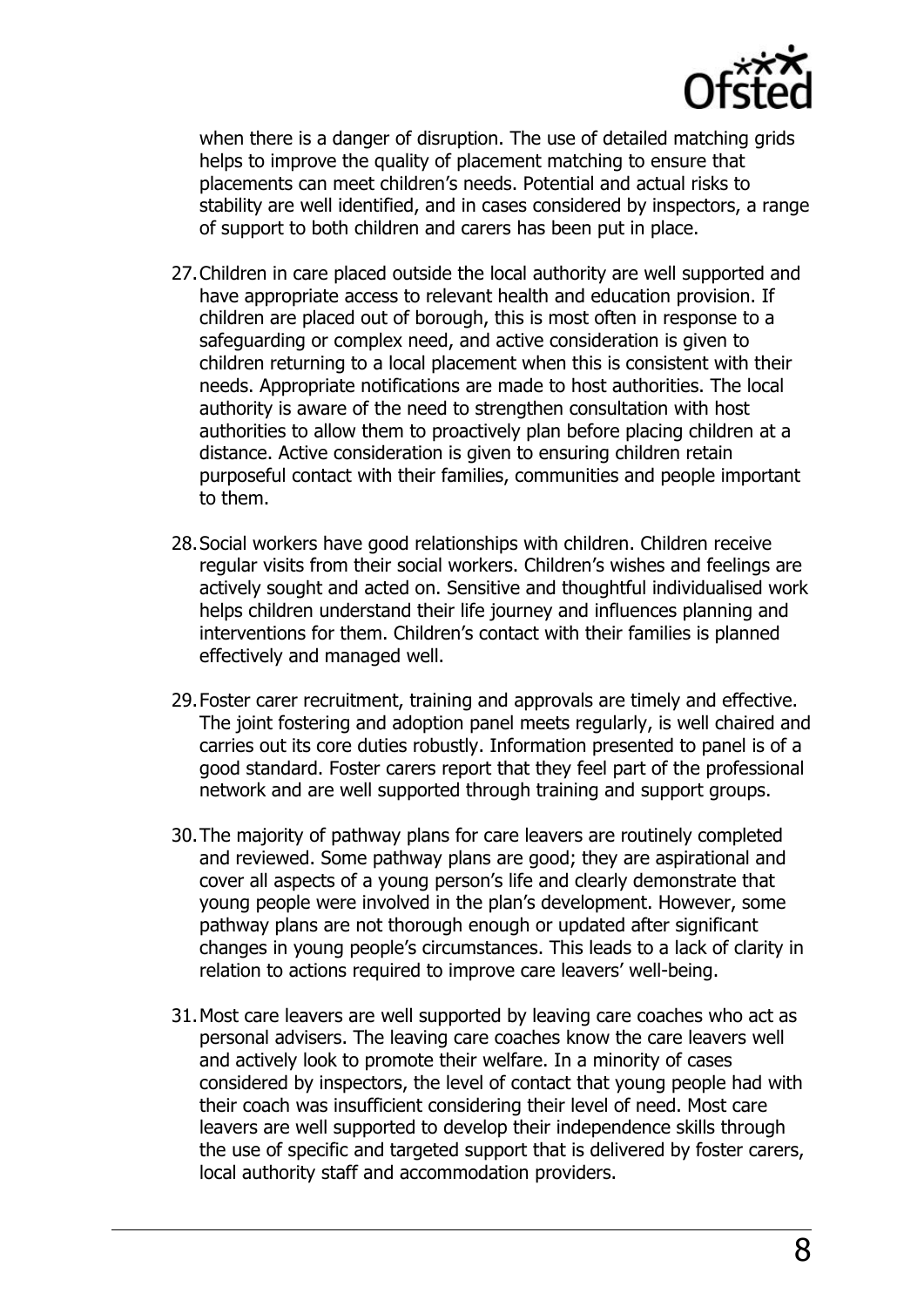when there is a danger of disruption. The use of detailed matching grids helps to improve the quality of placement matching to ensure that placements can meet children's needs. Potential and actual risks to stability are well identified, and in cases considered by inspectors, a range of support to both children and carers has been put in place.

27. Children in care placed outside the local authority are well supported and have appropriate access to relevant health and education provision. If children are placed out of borough, this is most often in response to a safeguarding or complex need, and active consideration is given to children returning to a local placement when this is consistent with their needs. Appropriate notifications are made to host authorities. The local authority is aware of the need to strengthen consultation with host authorities to allow them to proactively plan before placing children at a distance. Active consideration is given to ensuring children retain purposeful contact with their families, communities and people important to them.

28. Social workers have good relationships with children. Children receive regular visits from their social workers. Children's wishes and feelings are actively sought and acted on. Sensitive and thoughtful individualised work helps children understand their life journey and influences planning and interventions for them. Children's contact with their families is planned effectively and managed well.

29. Foster carer recruitment, training and approvals are timely and effective. The joint fostering and adoption panel meets regularly, is well chaired and carries out its core duties robustly. Information presented to panel is of a good standard. Foster carers report that they feel part of the professional network and are well supported through training and support groups.

30. The majority of pathway plans for care leavers are routinely completed and reviewed. Some pathway plans are good; they are aspirational and cover all aspects of a young person's life and clearly demonstrate that young people were involved in the plan's development. However, some pathway plans are not thorough enough or updated after significant changes in young people's circumstances. This leads to a lack of clarity in relation to actions required to improve care leavers' well-being.

31. Most care leavers are well supported by leaving care coaches who act as personal advisers. The leaving care coaches know the care leavers well and actively look to promote their welfare. In a minority of cases considered by inspectors, the level of contact that young people had with their coach was insufficient considering their level of need. Most care leavers are well supported to develop their independence skills through the use of specific and targeted support that is delivered by foster carers, local authority staff and accommodation providers.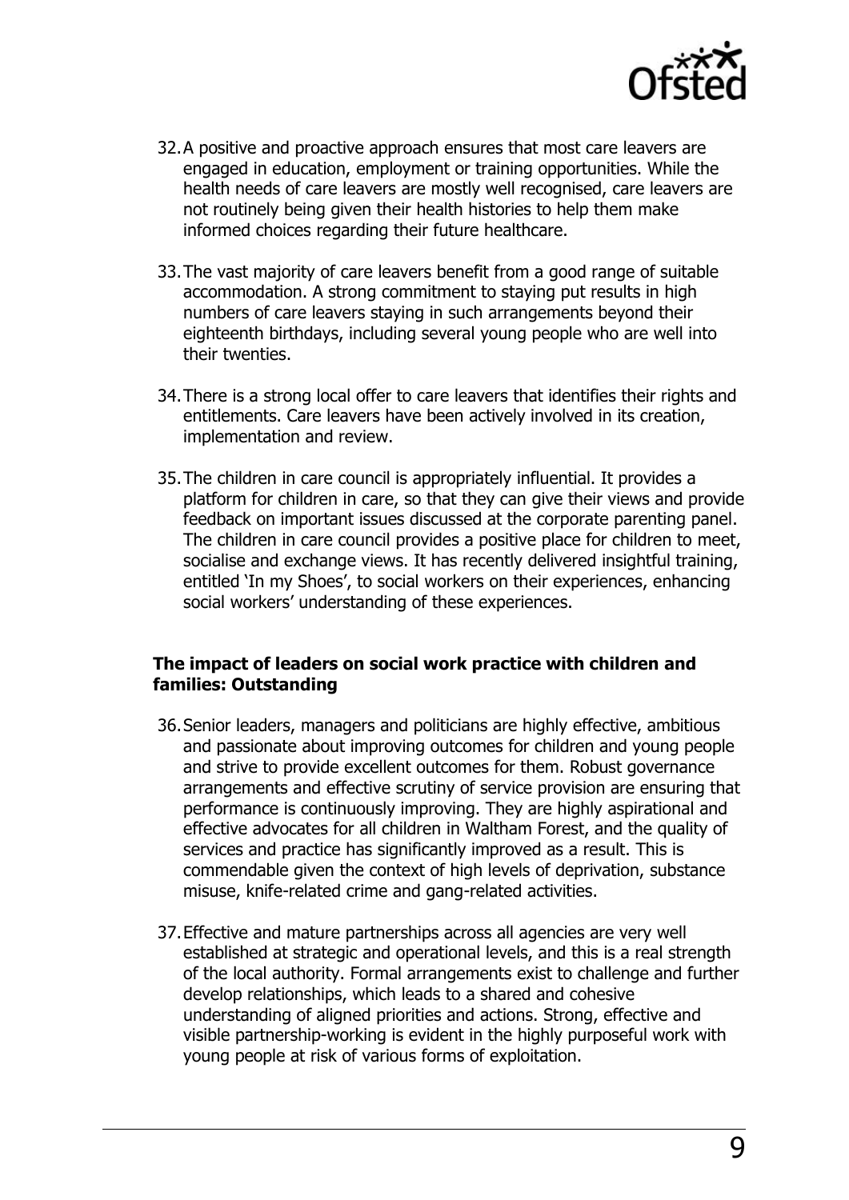32. A positive and proactive approach ensures that most care leavers are engaged in education, employment or training opportunities. While the health needs of care leavers are mostly well recognised, care leavers are not routinely being given their health histories to help them make informed choices regarding their future healthcare.

33. The vast majority of care leavers benefit from a good range of suitable accommodation. A strong commitment to staying put results in high numbers of care leavers staying in such arrangements beyond their eighteenth birthdays, including several young people who are well into their twenties.

34. There is a strong local offer to care leavers that identifies their rights and entitlements. Care leavers have been actively involved in its creation, implementation and review.

35. The children in care council is appropriately influential. It provides a platform for children in care, so that they can give their views and provide feedback on important issues discussed at the corporate parenting panel. The children in care council provides a positive place for children to meet, socialise and exchange views. It has recently delivered insightful training, entitled 'In my Shoes', to social workers on their experiences, enhancing social workers' understanding of these experiences.

### The impact of leaders on social work practice with children and families: Outstanding

36. Senior leaders, managers and politicians are highly effective, ambitious and passionate about improving outcomes for children and young people and strive to provide excellent outcomes for them. Robust governance arrangements and effective scrutiny of service provision are ensuring that performance is continuously improving. They are highly aspirational and effective advocates for all children in Waltham Forest, and the quality of services and practice has significantly improved as a result. This is commendable given the context of high levels of deprivation, substance misuse, knife-related crime and gang-related activities.

37. Effective and mature partnerships across all agencies are very well established at strategic and operational levels, and this is a real strength of the local authority. Formal arrangements exist to challenge and further develop relationships, which leads to a shared and cohesive understanding of aligned priorities and actions. Strong, effective and visible partnership-working is evident in the highly purposeful work with young people at risk of various forms of exploitation.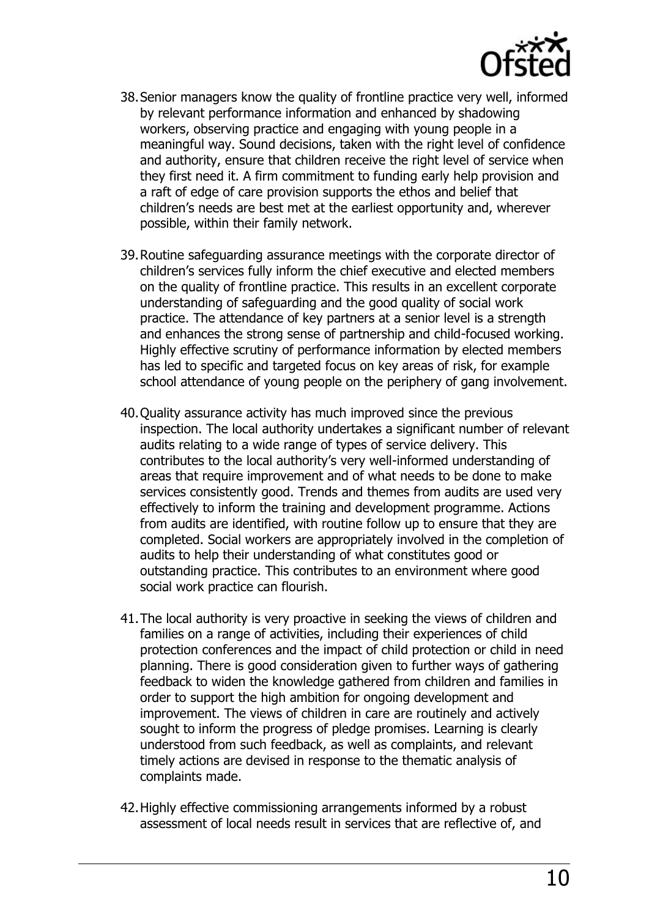38. Senior managers know the quality of frontline practice very well, informed by relevant performance information and enhanced by shadowing workers, observing practice and engaging with young people in a meaningful way. Sound decisions, taken with the right level of confidence and authority, ensure that children receive the right level of service when they first need it. A firm commitment to funding early help provision and a raft of edge of care provision supports the ethos and belief that children's needs are best met at the earliest opportunity and, wherever possible, within their family network.

39. Routine safeguarding assurance meetings with the corporate director of children's services fully inform the chief executive and elected members on the quality of frontline practice. This results in an excellent corporate understanding of safeguarding and the good quality of social work practice. The attendance of key partners at a senior level is a strength and enhances the strong sense of partnership and child-focused working. Highly effective scrutiny of performance information by elected members has led to specific and targeted focus on key areas of risk, for example school attendance of young people on the periphery of gang involvement.

40. Quality assurance activity has much improved since the previous inspection. The local authority undertakes a significant number of relevant audits relating to a wide range of types of service delivery. This contributes to the local authority's very well-informed understanding of areas that require improvement and of what needs to be done to make services consistently good. Trends and themes from audits are used very effectively to inform the training and development programme. Actions from audits are identified, with routine follow up to ensure that they are completed. Social workers are appropriately involved in the completion of audits to help their understanding of what constitutes good or outstanding practice. This contributes to an environment where good social work practice can flourish.

41. The local authority is very proactive in seeking the views of children and families on a range of activities, including their experiences of child protection conferences and the impact of child protection or child in need planning. There is good consideration given to further ways of gathering feedback to widen the knowledge gathered from children and families in order to support the high ambition for ongoing development and improvement. The views of children in care are routinely and actively sought to inform the progress of pledge promises. Learning is clearly understood from such feedback, as well as complaints, and relevant timely actions are devised in response to the thematic analysis of complaints made.

42. Highly effective commissioning arrangements informed by a robust assessment of local needs result in services that are reflective of, and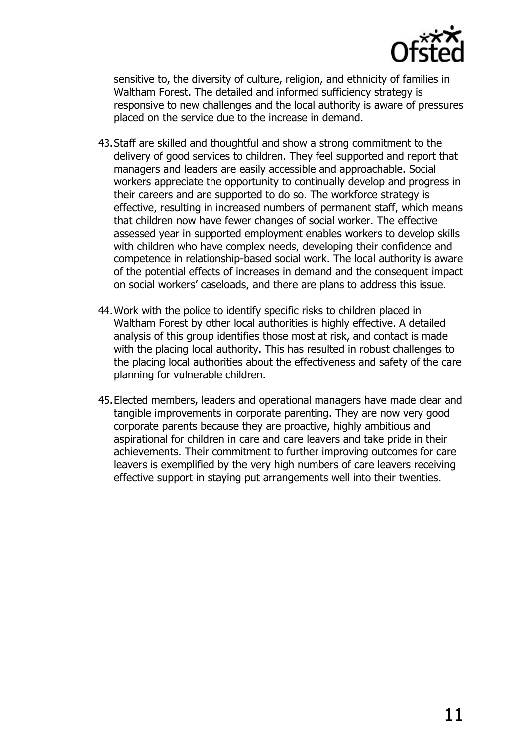sensitive to, the diversity of culture, religion, and ethnicity of families in Waltham Forest. The detailed and informed sufficiency strategy is responsive to new challenges and the local authority is aware of pressures placed on the service due to the increase in demand.

43. Staff are skilled and thoughtful and show a strong commitment to the delivery of good services to children. They feel supported and report that managers and leaders are easily accessible and approachable. Social workers appreciate the opportunity to continually develop and progress in their careers and are supported to do so. The workforce strategy is effective, resulting in increased numbers of permanent staff, which means that children now have fewer changes of social worker. The effective assessed year in supported employment enables workers to develop skills with children who have complex needs, developing their confidence and competence in relationship-based social work. The local authority is aware of the potential effects of increases in demand and the consequent impact on social workers' caseloads, and there are plans to address this issue.

44. Work with the police to identify specific risks to children placed in Waltham Forest by other local authorities is highly effective. A detailed analysis of this group identifies those most at risk, and contact is made with the placing local authority. This has resulted in robust challenges to the placing local authorities about the effectiveness and safety of the care planning for vulnerable children.

45. Elected members, leaders and operational managers have made clear and tangible improvements in corporate parenting. They are now very good corporate parents because they are proactive, highly ambitious and aspirational for children in care and care leavers and take pride in their achievements. Their commitment to further improving outcomes for care leavers is exemplified by the very high numbers of care leavers receiving effective support in staying put arrangements well into their twenties.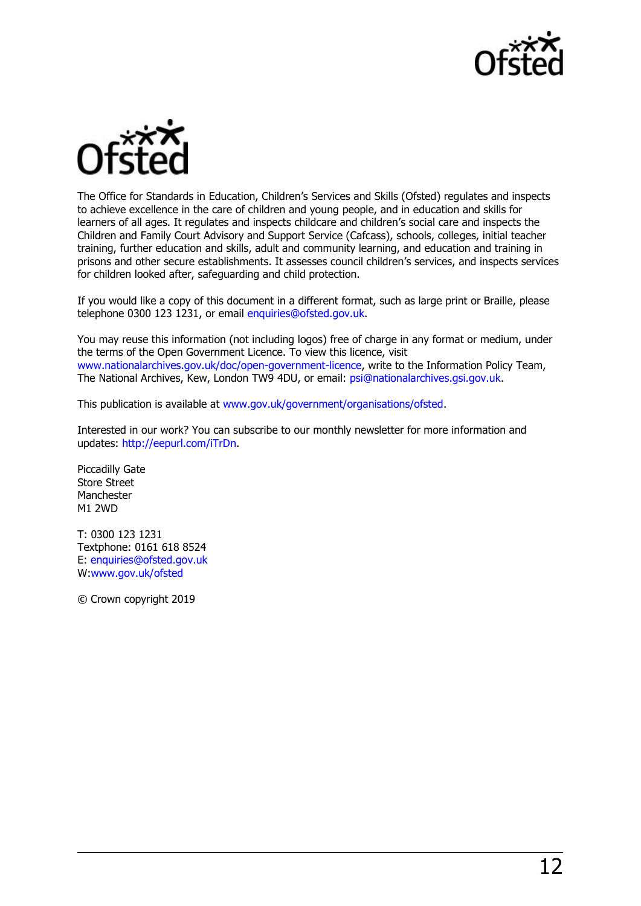The Office for Standards in Education, Children's Services and Skills (Ofsted) regulates and inspects to achieve excellence in the care of children and young people, and in education and skills for learners of all ages. It regulates and inspects childcare and children's social care and inspects the Children and Family Court Advisory and Support Service (Cafcass), schools, colleges, initial teacher training, further education and skills, adult and community learning, and education and training in prisons and other secure establishments. It assesses council children's services, and inspects services for children looked after, safeguarding and child protection.

If you would like a copy of this document in a different format, such as large print or Braille, please telephone 0300 123 1231, or email enquiries@ofsted.gov.uk.

You may reuse this information (not including logos) free of charge in any format or medium, under the terms of the Open Government Licence. To view this licence, visit www.nationalarchives.gov.uk/doc/open-government-licence, write to the Information Policy Team, The National Archives, Kew, London TW9 4DU, or email: psi@nationalarchives.gsi.gov.uk.

This publication is available at www.gov.uk/government/organisations/ofsted.

Interested in our work? You can subscribe to our monthly newsletter for more information and updates: http://eepurl.com/iTrDn.

Piccadilly Gate  
Store Street  
Manchester  
M1 2WD

T: 0300 123 1231  
Textphone: 0161 618 8524  
E: enquiries@ofsted.gov.uk  
W:www.gov.uk/ofsted

© Crown copyright 2019